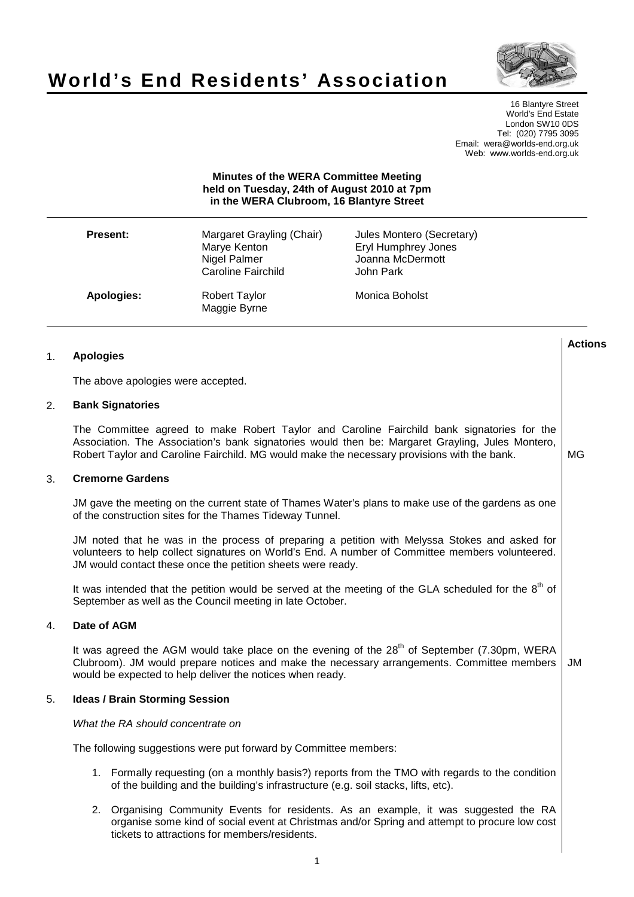# World's End Residents' Association

16 Blantyre Street
World's End Estate
London SW10 0DS
Tel: (020) 7795 3095
Email: wera@worlds-end.org.uk
Web: www.worlds-end.org.uk

**Minutes of the WERA Committee Meeting**
**held on Tuesday, 24th of August 2010 at 7pm**
**in the WERA Clubroom, 16 Blantyre Street**

| | | |
|---|---|---|
| **Present:** | Margaret Grayling (Chair) | Jules Montero (Secretary) |
| | Marye Kenton | Eryl Humphrey Jones |
| | Nigel Palmer | Joanna McDermott |
| | Caroline Fairchild | John Park |
| **Apologies:** | Robert Taylor | Monica Boholst |
| | Maggie Byrne | |

**Actions**

## 1. Apologies

The above apologies were accepted.

## 2. Bank Signatories

The Committee agreed to make Robert Taylor and Caroline Fairchild bank signatories for the Association. The Association's bank signatories would then be: Margaret Grayling, Jules Montero, Robert Taylor and Caroline Fairchild. MG would make the necessary provisions with the bank. — **MG**

## 3. Cremorne Gardens

JM gave the meeting on the current state of Thames Water's plans to make use of the gardens as one of the construction sites for the Thames Tideway Tunnel.

JM noted that he was in the process of preparing a petition with Melyssa Stokes and asked for volunteers to help collect signatures on World's End. A number of Committee members volunteered. JM would contact these once the petition sheets were ready.

It was intended that the petition would be served at the meeting of the GLA scheduled for the 8th of September as well as the Council meeting in late October.

## 4. Date of AGM

It was agreed the AGM would take place on the evening of the 28th of September (7.30pm, WERA Clubroom). JM would prepare notices and make the necessary arrangements. Committee members would be expected to help deliver the notices when ready. — **JM**

## 5. Ideas / Brain Storming Session

*What the RA should concentrate on*

The following suggestions were put forward by Committee members:

1. Formally requesting (on a monthly basis?) reports from the TMO with regards to the condition of the building and the building's infrastructure (e.g. soil stacks, lifts, etc).
2. Organising Community Events for residents. As an example, it was suggested the RA organise some kind of social event at Christmas and/or Spring and attempt to procure low cost tickets to attractions for members/residents.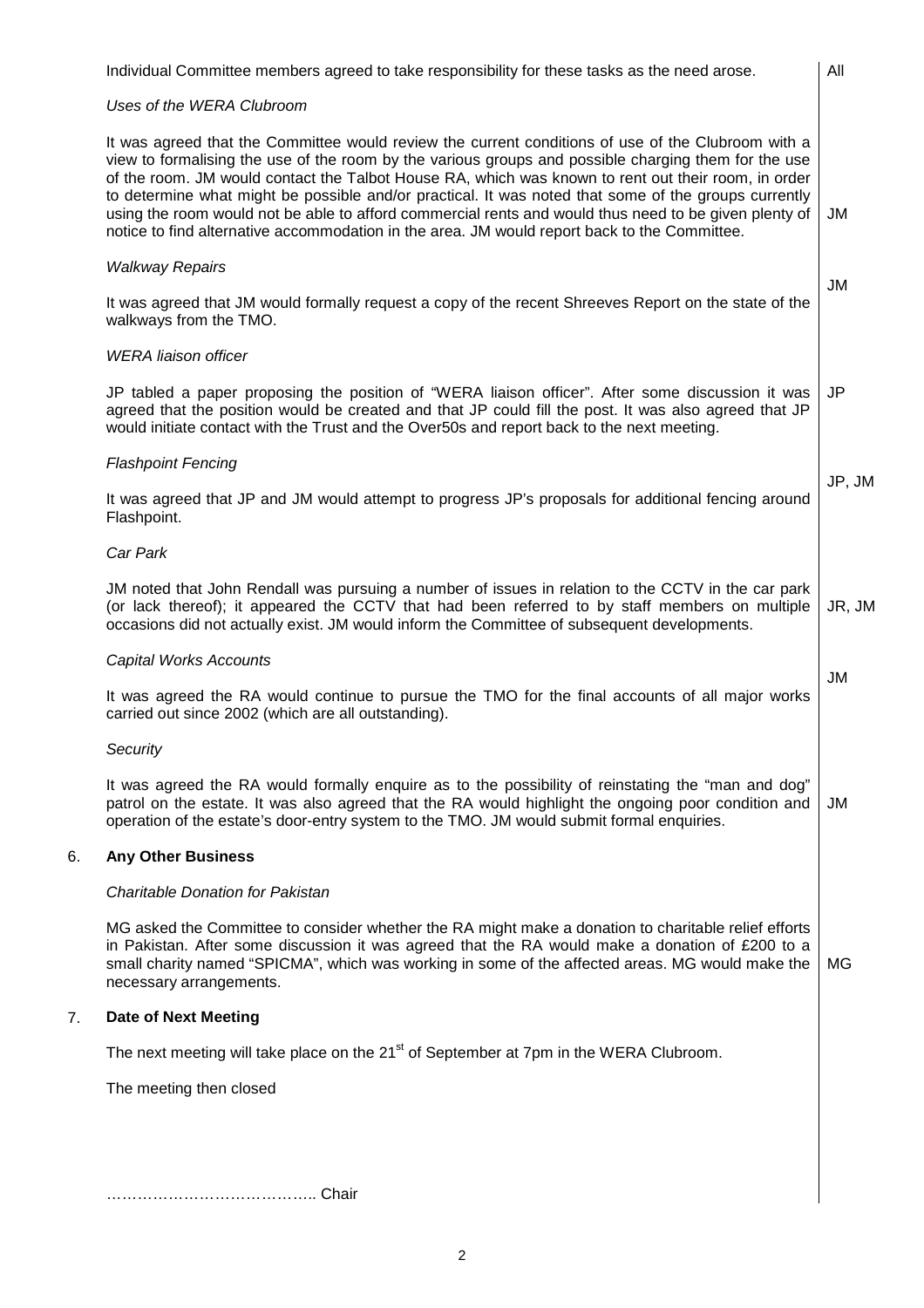Individual Committee members agreed to take responsibility for these tasks as the need arose. **All**

*Uses of the WERA Clubroom*

It was agreed that the Committee would review the current conditions of use of the Clubroom with a view to formalising the use of the room by the various groups and possible charging them for the use of the room. JM would contact the Talbot House RA, which was known to rent out their room, in order to determine what might be possible and/or practical. It was noted that some of the groups currently using the room would not be able to afford commercial rents and would thus need to be given plenty of notice to find alternative accommodation in the area. JM would report back to the Committee. **JM**

*Walkway Repairs*

It was agreed that JM would formally request a copy of the recent Shreeves Report on the state of the walkways from the TMO. **JM**

*WERA liaison officer*

JP tabled a paper proposing the position of "WERA liaison officer". After some discussion it was agreed that the position would be created and that JP could fill the post. It was also agreed that JP would initiate contact with the Trust and the Over50s and report back to the next meeting. **JP**

*Flashpoint Fencing*

It was agreed that JP and JM would attempt to progress JP's proposals for additional fencing around Flashpoint. **JP, JM**

*Car Park*

JM noted that John Rendall was pursuing a number of issues in relation to the CCTV in the car park (or lack thereof); it appeared the CCTV that had been referred to by staff members on multiple occasions did not actually exist. JM would inform the Committee of subsequent developments. **JR, JM**

*Capital Works Accounts*

It was agreed the RA would continue to pursue the TMO for the final accounts of all major works carried out since 2002 (which are all outstanding). **JM**

*Security*

It was agreed the RA would formally enquire as to the possibility of reinstating the "man and dog" patrol on the estate. It was also agreed that the RA would highlight the ongoing poor condition and operation of the estate's door-entry system to the TMO. JM would submit formal enquiries. **JM**

## 6. Any Other Business

*Charitable Donation for Pakistan*

MG asked the Committee to consider whether the RA might make a donation to charitable relief efforts in Pakistan. After some discussion it was agreed that the RA would make a donation of £200 to a small charity named "SPICMA", which was working in some of the affected areas. MG would make the necessary arrangements. **MG**

## 7. Date of Next Meeting

The next meeting will take place on the 21st of September at 7pm in the WERA Clubroom.

The meeting then closed

………………………………….. Chair